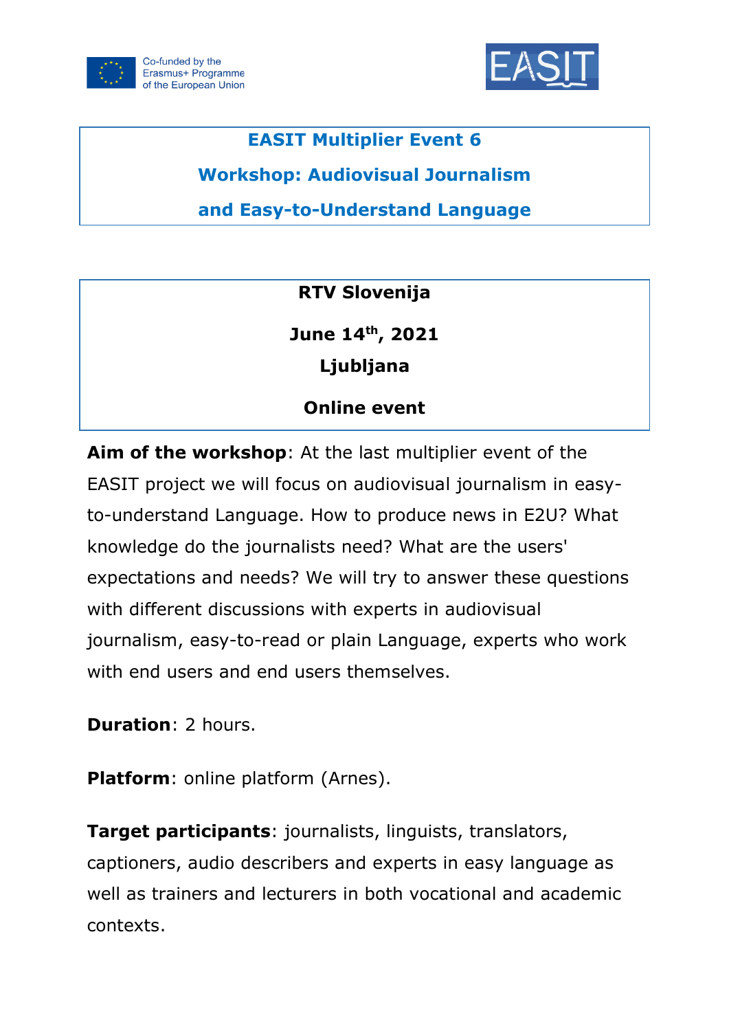Co-funded by the Erasmus+ Programme of the European Union

EASIT

# EASIT Multiplier Event 6

## Workshop: Audiovisual Journalism and Easy-to-Understand Language

**RTV Slovenija**

**June 14th, 2021**

**Ljubljana**

**Online event**

**Aim of the workshop**: At the last multiplier event of the EASIT project we will focus on audiovisual journalism in easy-to-understand Language. How to produce news in E2U? What knowledge do the journalists need? What are the users' expectations and needs? We will try to answer these questions with different discussions with experts in audiovisual journalism, easy-to-read or plain Language, experts who work with end users and end users themselves.

**Duration**: 2 hours.

**Platform**: online platform (Arnes).

**Target participants**: journalists, linguists, translators, captioners, audio describers and experts in easy language as well as trainers and lecturers in both vocational and academic contexts.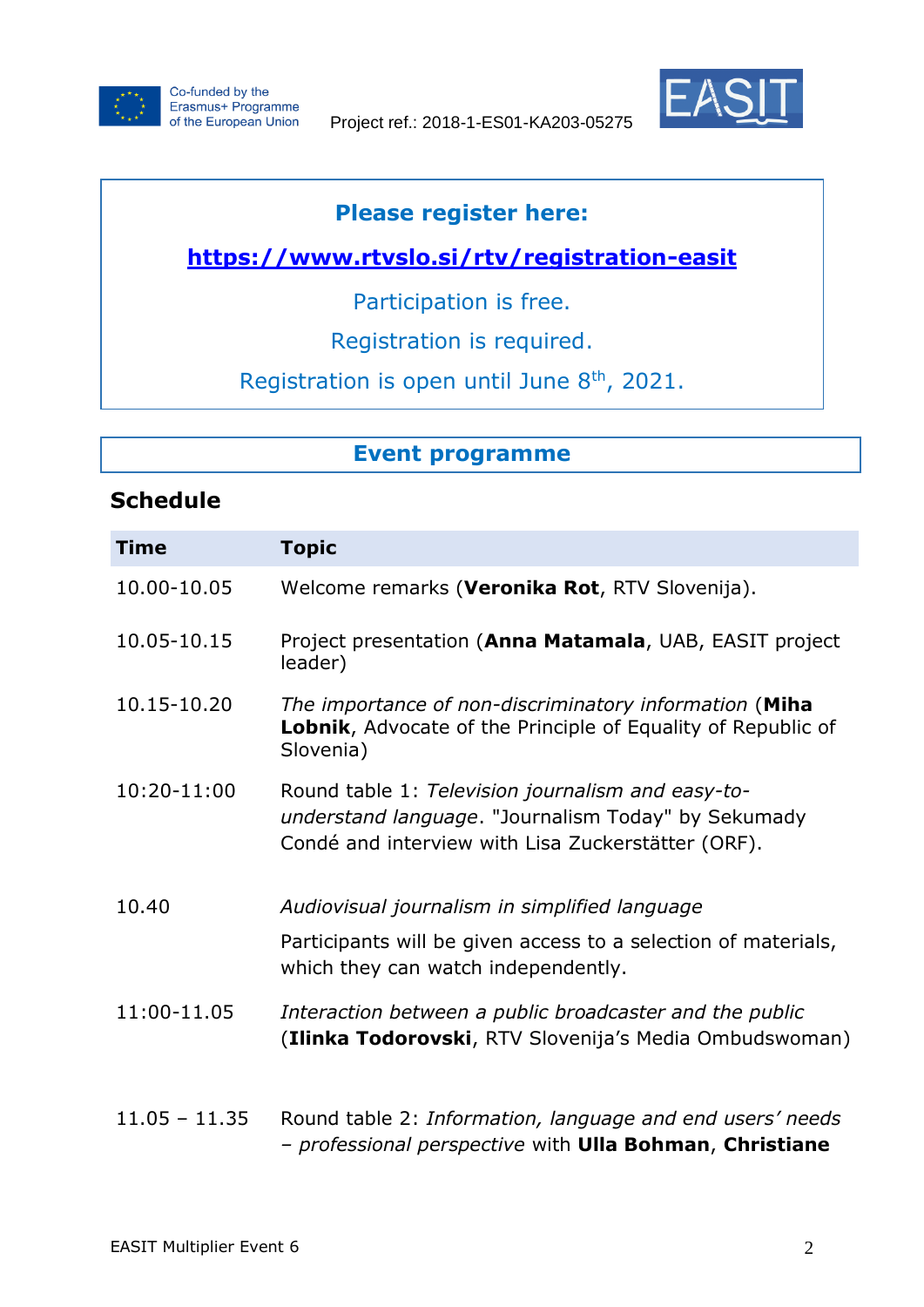Co-funded by the Erasmus+ Programme of the European Union

Project ref.: 2018-1-ES01-KA203-05275

**Please register here:**

**https://www.rtvslo.si/rtv/registration-easit**

Participation is free.

Registration is required.

Registration is open until June 8th, 2021.

## Event programme

### Schedule

| Time | Topic |
|---|---|
| 10.00-10.05 | Welcome remarks (**Veronika Rot**, RTV Slovenija). |
| 10.05-10.15 | Project presentation (**Anna Matamala**, UAB, EASIT project leader) |
| 10.15-10.20 | *The importance of non-discriminatory information* (**Miha Lobnik**, Advocate of the Principle of Equality of Republic of Slovenia) |
| 10:20-11:00 | Round table 1: *Television journalism and easy-to-understand language*. "Journalism Today" by Sekumady Condé and interview with Lisa Zuckerstätter (ORF). |
| 10.40 | *Audiovisual journalism in simplified language* <br> Participants will be given access to a selection of materials, which they can watch independently. |
| 11:00-11.05 | *Interaction between a public broadcaster and the public* (**Ilinka Todorovski**, RTV Slovenija's Media Ombudswoman) |
| 11.05 – 11.35 | Round table 2: *Information, language and end users' needs – professional perspective* with **Ulla Bohman**, **Christiane** |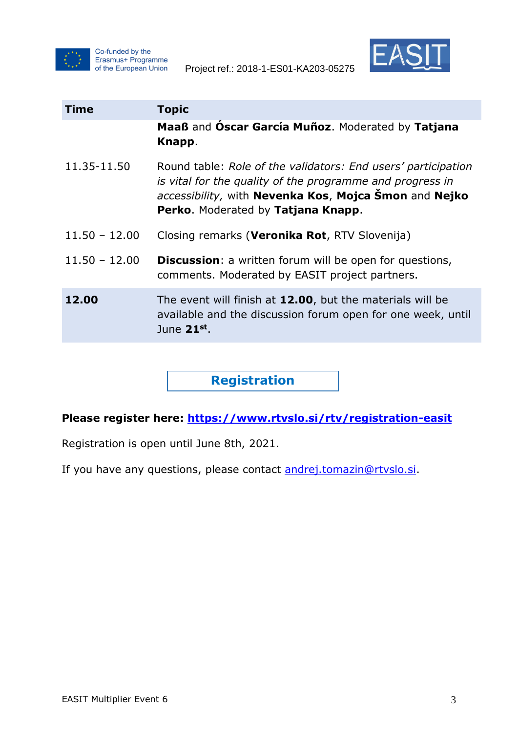| Time | Topic |
|---|---|
| | **Maaß** and **Óscar García Muñoz**. Moderated by **Tatjana Knapp**. |
| 11.35-11.50 | Round table: *Role of the validators: End users' participation is vital for the quality of the programme and progress in accessibility,* with **Nevenka Kos**, **Mojca Šmon** and **Nejko Perko**. Moderated by **Tatjana Knapp**. |
| 11.50 – 12.00 | Closing remarks (**Veronika Rot**, RTV Slovenija) |
| 11.50 – 12.00 | **Discussion**: a written forum will be open for questions, comments. Moderated by EASIT project partners. |
| **12.00** | The event will finish at **12.00**, but the materials will be available and the discussion forum open for one week, until June **21st**. |

## Registration

**Please register here: [https://www.rtvslo.si/rtv/registration-easit](https://www.rtvslo.si/rtv/registration-easit)**

Registration is open until June 8th, 2021.

If you have any questions, please contact [andrej.tomazin@rtvslo.si](mailto:andrej.tomazin@rtvslo.si).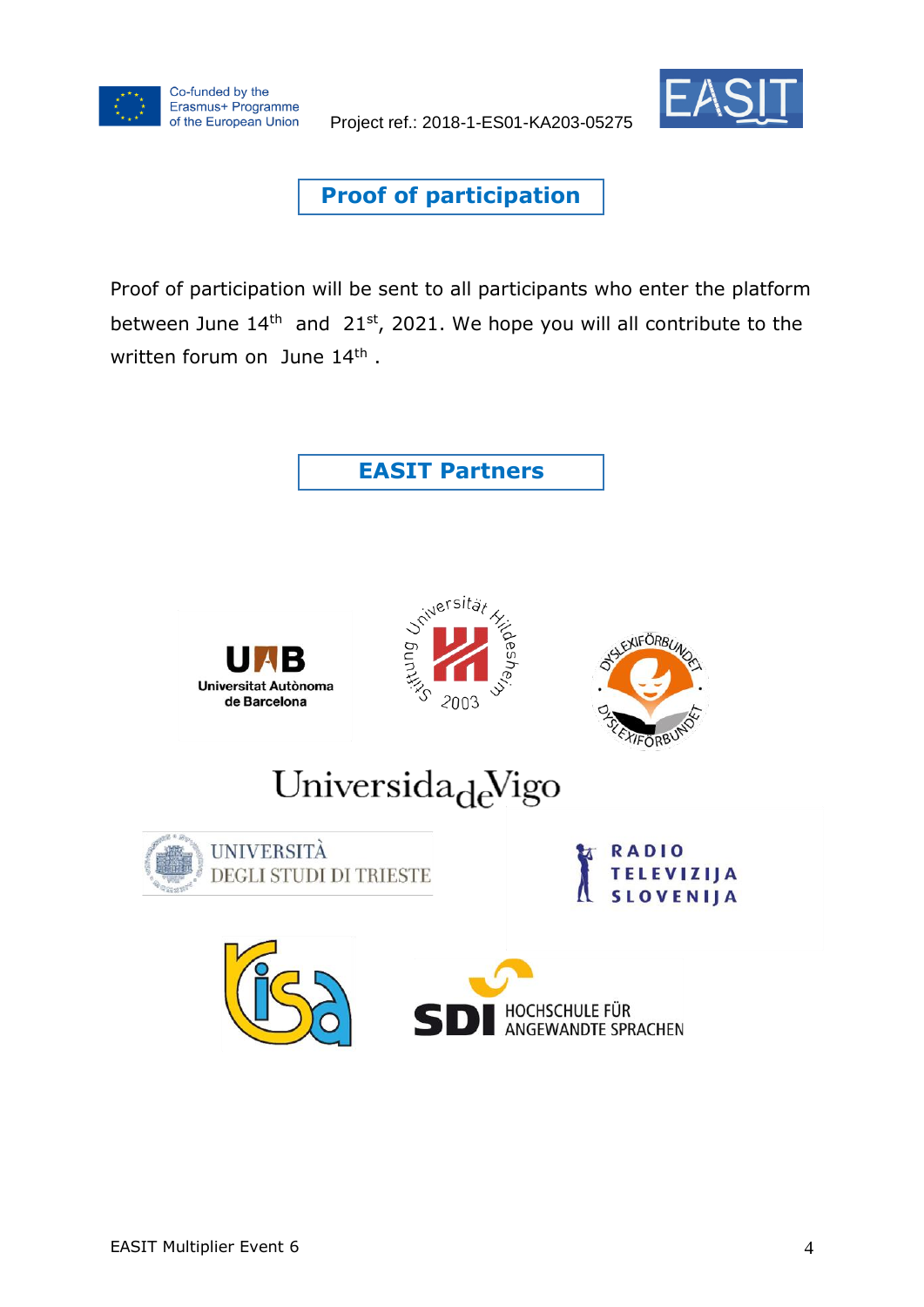## Proof of participation

Proof of participation will be sent to all participants who enter the platform between June 14th and 21st, 2021. We hope you will all contribute to the written forum on June 14th .

## EASIT Partners

UAB Universitat Autònoma de Barcelona

Universität Hildesheim Stiftung 2003

Dyslexiförbundet

Universida de Vigo

Università degli Studi di Trieste

Radio Televizija Slovenija

isa

SDI Hochschule für Angewandte Sprachen